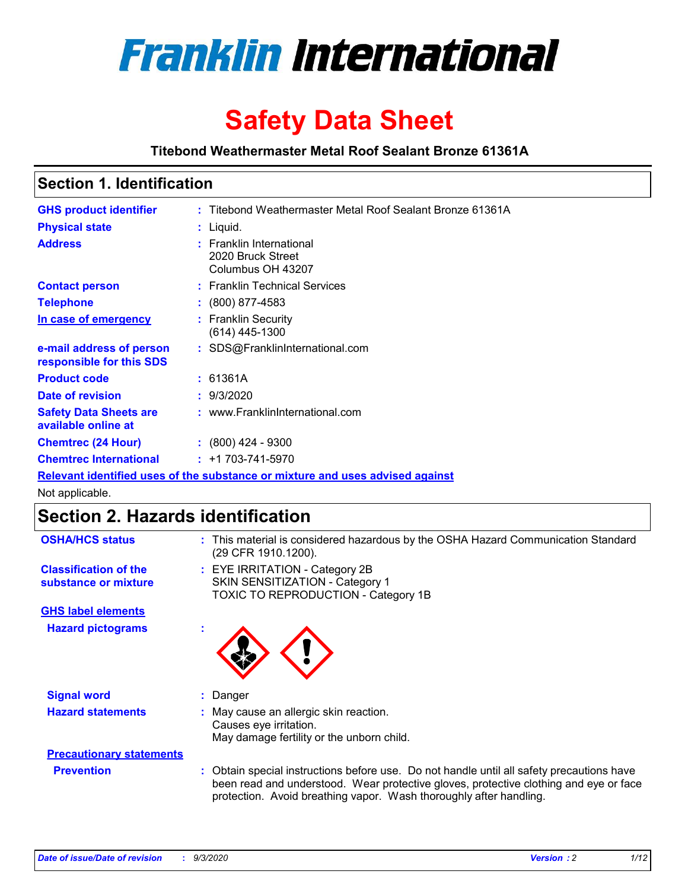# Franklin International

# Safety Data Sheet

**Titebond Weathermaster Metal Roof Sealant Bronze 61361A**

## Section 1. Identification

| | | |
|---|---|---|
| **GHS product identifier** | : | Titebond Weathermaster Metal Roof Sealant Bronze 61361A |
| **Physical state** | : | Liquid. |
| **Address** | : | Franklin International<br>2020 Bruck Street<br>Columbus OH 43207 |
| **Contact person** | : | Franklin Technical Services |
| **Telephone** | : | (800) 877-4583 |
| **In case of emergency** | : | Franklin Security<br>(614) 445-1300 |
| **e-mail address of person responsible for this SDS** | : | SDS@FranklinInternational.com |
| **Product code** | : | 61361A |
| **Date of revision** | : | 9/3/2020 |
| **Safety Data Sheets are available online at** | : | www.FranklinInternational.com |
| **Chemtrec (24 Hour)** | : | (800) 424 - 9300 |
| **Chemtrec International** | : | +1 703-741-5970 |

**Relevant identified uses of the substance or mixture and uses advised against**

Not applicable.

## Section 2. Hazards identification

| | | |
|---|---|---|
| **OSHA/HCS status** | : | This material is considered hazardous by the OSHA Hazard Communication Standard (29 CFR 1910.1200). |
| **Classification of the substance or mixture** | : | EYE IRRITATION - Category 2B<br>SKIN SENSITIZATION - Category 1<br>TOXIC TO REPRODUCTION - Category 1B |

**GHS label elements**

| | | |
|---|---|---|
| **Hazard pictograms** | : | |
| **Signal word** | : | Danger |
| **Hazard statements** | : | May cause an allergic skin reaction.<br>Causes eye irritation.<br>May damage fertility or the unborn child. |

**Precautionary statements**

| | | |
|---|---|---|
| **Prevention** | : | Obtain special instructions before use. Do not handle until all safety precautions have been read and understood. Wear protective gloves, protective clothing and eye or face protection. Avoid breathing vapor. Wash thoroughly after handling. |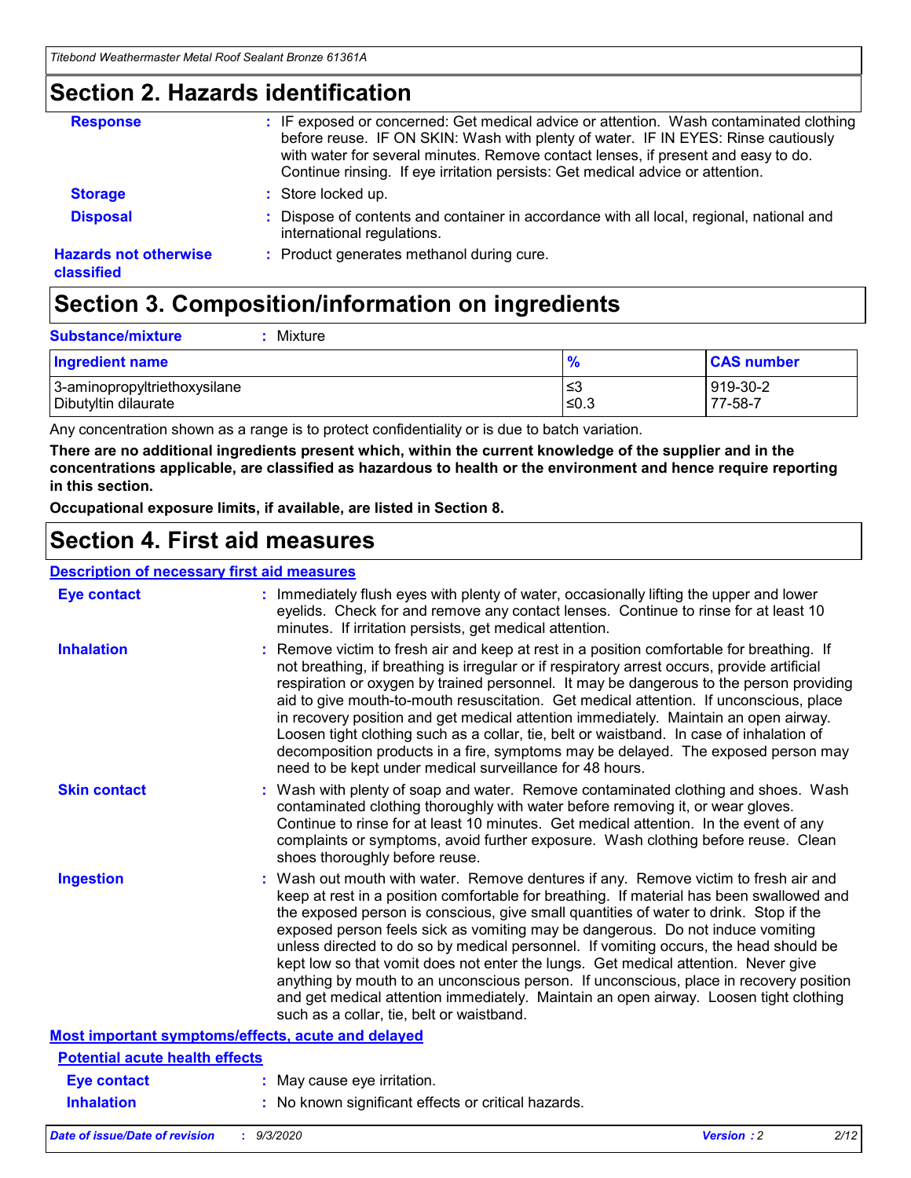## Section 2. Hazards identification

**Response** : IF exposed or concerned: Get medical advice or attention. Wash contaminated clothing before reuse. IF ON SKIN: Wash with plenty of water. IF IN EYES: Rinse cautiously with water for several minutes. Remove contact lenses, if present and easy to do. Continue rinsing. If eye irritation persists: Get medical advice or attention.

**Storage** : Store locked up.

**Disposal** : Dispose of contents and container in accordance with all local, regional, national and international regulations.

**Hazards not otherwise classified** : Product generates methanol during cure.

## Section 3. Composition/information on ingredients

**Substance/mixture** : Mixture

| Ingredient name | % | CAS number |
|---|---|---|
| 3-aminopropyltriethoxysilane | ≤3 | 919-30-2 |
| Dibutyltin dilaurate | ≤0.3 | 77-58-7 |

Any concentration shown as a range is to protect confidentiality or is due to batch variation.

**There are no additional ingredients present which, within the current knowledge of the supplier and in the concentrations applicable, are classified as hazardous to health or the environment and hence require reporting in this section.**

**Occupational exposure limits, if available, are listed in Section 8.**

## Section 4. First aid measures

### Description of necessary first aid measures

**Eye contact** : Immediately flush eyes with plenty of water, occasionally lifting the upper and lower eyelids. Check for and remove any contact lenses. Continue to rinse for at least 10 minutes. If irritation persists, get medical attention.

**Inhalation** : Remove victim to fresh air and keep at rest in a position comfortable for breathing. If not breathing, if breathing is irregular or if respiratory arrest occurs, provide artificial respiration or oxygen by trained personnel. It may be dangerous to the person providing aid to give mouth-to-mouth resuscitation. Get medical attention. If unconscious, place in recovery position and get medical attention immediately. Maintain an open airway. Loosen tight clothing such as a collar, tie, belt or waistband. In case of inhalation of decomposition products in a fire, symptoms may be delayed. The exposed person may need to be kept under medical surveillance for 48 hours.

**Skin contact** : Wash with plenty of soap and water. Remove contaminated clothing and shoes. Wash contaminated clothing thoroughly with water before removing it, or wear gloves. Continue to rinse for at least 10 minutes. Get medical attention. In the event of any complaints or symptoms, avoid further exposure. Wash clothing before reuse. Clean shoes thoroughly before reuse.

**Ingestion** : Wash out mouth with water. Remove dentures if any. Remove victim to fresh air and keep at rest in a position comfortable for breathing. If material has been swallowed and the exposed person is conscious, give small quantities of water to drink. Stop if the exposed person feels sick as vomiting may be dangerous. Do not induce vomiting unless directed to do so by medical personnel. If vomiting occurs, the head should be kept low so that vomit does not enter the lungs. Get medical attention. Never give anything by mouth to an unconscious person. If unconscious, place in recovery position and get medical attention immediately. Maintain an open airway. Loosen tight clothing such as a collar, tie, belt or waistband.

### Most important symptoms/effects, acute and delayed

#### Potential acute health effects

**Eye contact** : May cause eye irritation.

**Inhalation** : No known significant effects or critical hazards.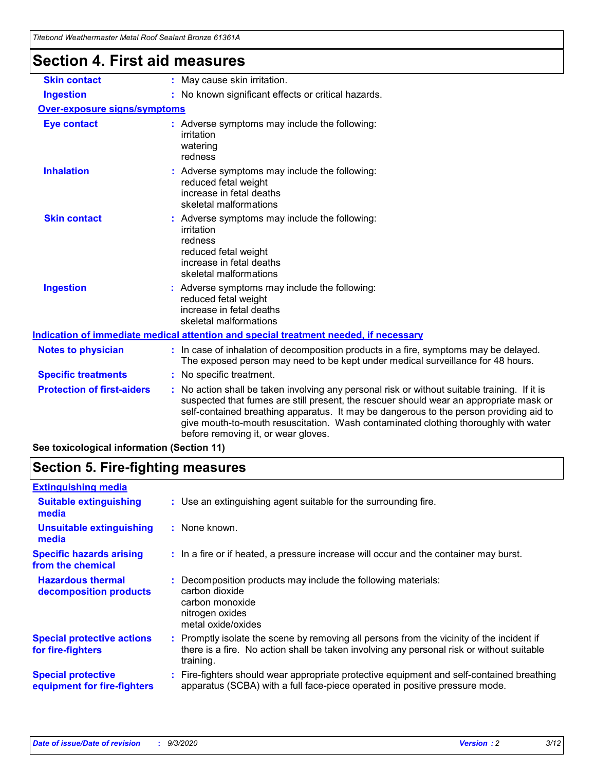# Section 4. First aid measures

| | |
|---|---|
| **Skin contact** | : May cause skin irritation. |
| **Ingestion** | : No known significant effects or critical hazards. |

**Over-exposure signs/symptoms**

| | |
|---|---|
| **Eye contact** | : Adverse symptoms may include the following:<br>irritation<br>watering<br>redness |
| **Inhalation** | : Adverse symptoms may include the following:<br>reduced fetal weight<br>increase in fetal deaths<br>skeletal malformations |
| **Skin contact** | : Adverse symptoms may include the following:<br>irritation<br>redness<br>reduced fetal weight<br>increase in fetal deaths<br>skeletal malformations |
| **Ingestion** | : Adverse symptoms may include the following:<br>reduced fetal weight<br>increase in fetal deaths<br>skeletal malformations |

**Indication of immediate medical attention and special treatment needed, if necessary**

| | |
|---|---|
| **Notes to physician** | : In case of inhalation of decomposition products in a fire, symptoms may be delayed. The exposed person may need to be kept under medical surveillance for 48 hours. |
| **Specific treatments** | : No specific treatment. |
| **Protection of first-aiders** | : No action shall be taken involving any personal risk or without suitable training. If it is suspected that fumes are still present, the rescuer should wear an appropriate mask or self-contained breathing apparatus. It may be dangerous to the person providing aid to give mouth-to-mouth resuscitation. Wash contaminated clothing thoroughly with water before removing it, or wear gloves. |

**See toxicological information (Section 11)**

# Section 5. Fire-fighting measures

**Extinguishing media**

| | |
|---|---|
| **Suitable extinguishing media** | : Use an extinguishing agent suitable for the surrounding fire. |
| **Unsuitable extinguishing media** | : None known. |
| **Specific hazards arising from the chemical** | : In a fire or if heated, a pressure increase will occur and the container may burst. |
| **Hazardous thermal decomposition products** | : Decomposition products may include the following materials:<br>carbon dioxide<br>carbon monoxide<br>nitrogen oxides<br>metal oxide/oxides |
| **Special protective actions for fire-fighters** | : Promptly isolate the scene by removing all persons from the vicinity of the incident if there is a fire. No action shall be taken involving any personal risk or without suitable training. |
| **Special protective equipment for fire-fighters** | : Fire-fighters should wear appropriate protective equipment and self-contained breathing apparatus (SCBA) with a full face-piece operated in positive pressure mode. |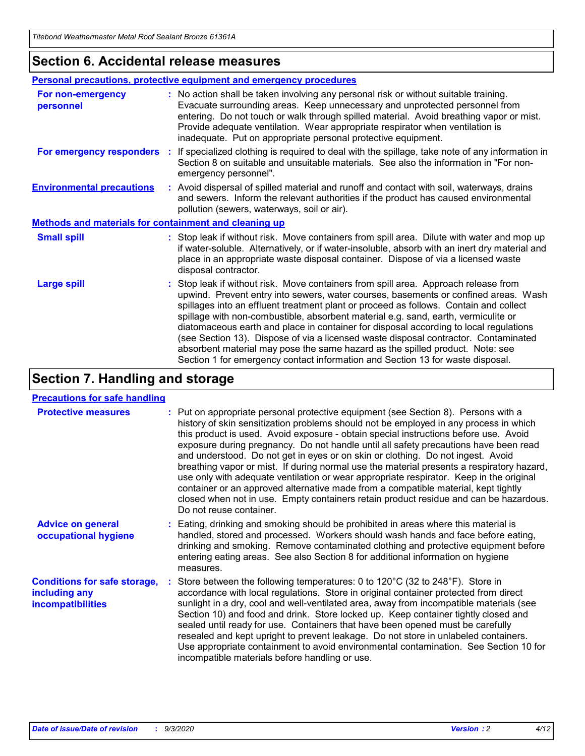## Section 6. Accidental release measures

### Personal precautions, protective equipment and emergency procedures

**For non-emergency personnel** : No action shall be taken involving any personal risk or without suitable training. Evacuate surrounding areas. Keep unnecessary and unprotected personnel from entering. Do not touch or walk through spilled material. Avoid breathing vapor or mist. Provide adequate ventilation. Wear appropriate respirator when ventilation is inadequate. Put on appropriate personal protective equipment.

**For emergency responders** : If specialized clothing is required to deal with the spillage, take note of any information in Section 8 on suitable and unsuitable materials. See also the information in "For non-emergency personnel".

**Environmental precautions** : Avoid dispersal of spilled material and runoff and contact with soil, waterways, drains and sewers. Inform the relevant authorities if the product has caused environmental pollution (sewers, waterways, soil or air).

### Methods and materials for containment and cleaning up

**Small spill** : Stop leak if without risk. Move containers from spill area. Dilute with water and mop up if water-soluble. Alternatively, or if water-insoluble, absorb with an inert dry material and place in an appropriate waste disposal container. Dispose of via a licensed waste disposal contractor.

**Large spill** : Stop leak if without risk. Move containers from spill area. Approach release from upwind. Prevent entry into sewers, water courses, basements or confined areas. Wash spillages into an effluent treatment plant or proceed as follows. Contain and collect spillage with non-combustible, absorbent material e.g. sand, earth, vermiculite or diatomaceous earth and place in container for disposal according to local regulations (see Section 13). Dispose of via a licensed waste disposal contractor. Contaminated absorbent material may pose the same hazard as the spilled product. Note: see Section 1 for emergency contact information and Section 13 for waste disposal.

## Section 7. Handling and storage

### Precautions for safe handling

**Protective measures** : Put on appropriate personal protective equipment (see Section 8). Persons with a history of skin sensitization problems should not be employed in any process in which this product is used. Avoid exposure - obtain special instructions before use. Avoid exposure during pregnancy. Do not handle until all safety precautions have been read and understood. Do not get in eyes or on skin or clothing. Do not ingest. Avoid breathing vapor or mist. If during normal use the material presents a respiratory hazard, use only with adequate ventilation or wear appropriate respirator. Keep in the original container or an approved alternative made from a compatible material, kept tightly closed when not in use. Empty containers retain product residue and can be hazardous. Do not reuse container.

**Advice on general occupational hygiene** : Eating, drinking and smoking should be prohibited in areas where this material is handled, stored and processed. Workers should wash hands and face before eating, drinking and smoking. Remove contaminated clothing and protective equipment before entering eating areas. See also Section 8 for additional information on hygiene measures.

**Conditions for safe storage, including any incompatibilities** : Store between the following temperatures: 0 to 120°C (32 to 248°F). Store in accordance with local regulations. Store in original container protected from direct sunlight in a dry, cool and well-ventilated area, away from incompatible materials (see Section 10) and food and drink. Store locked up. Keep container tightly closed and sealed until ready for use. Containers that have been opened must be carefully resealed and kept upright to prevent leakage. Do not store in unlabeled containers. Use appropriate containment to avoid environmental contamination. See Section 10 for incompatible materials before handling or use.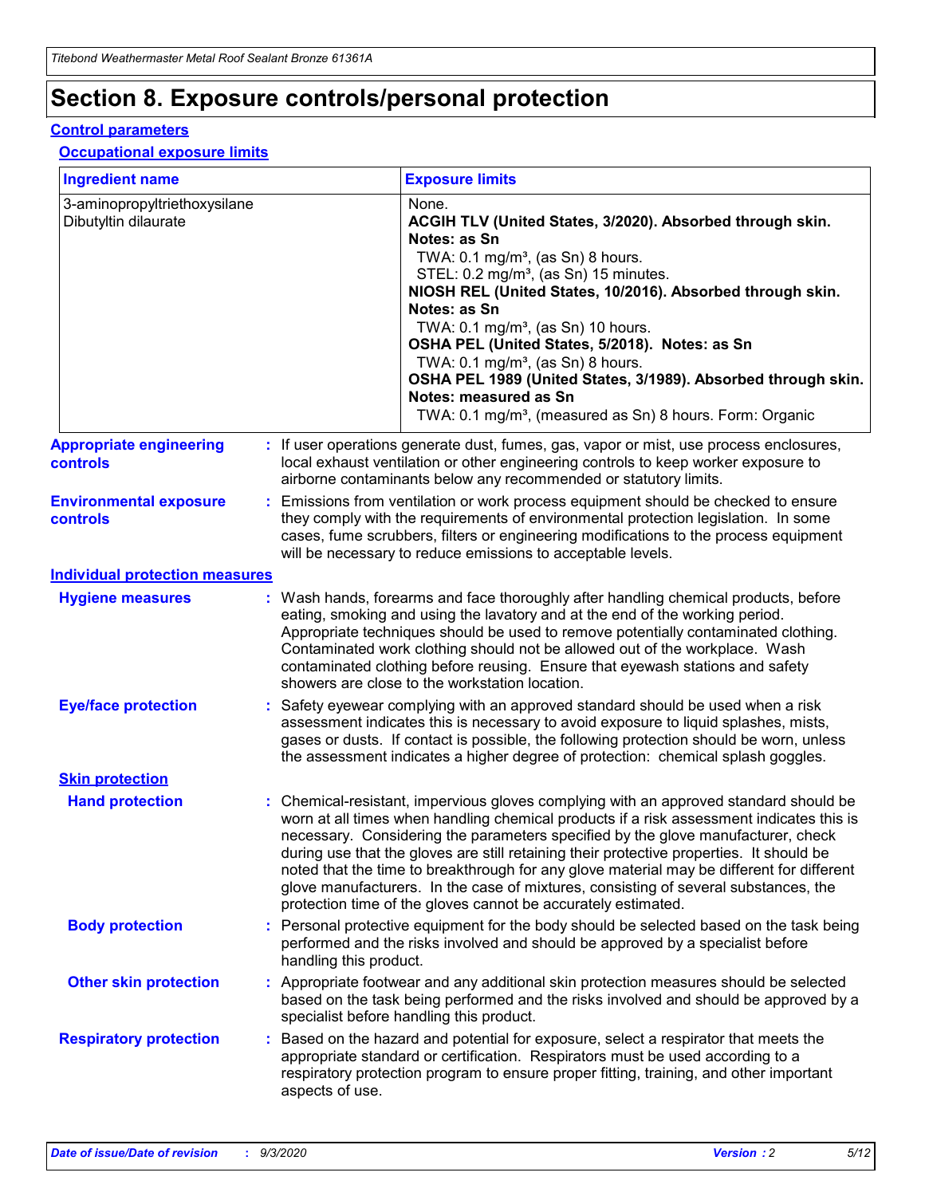# Section 8. Exposure controls/personal protection

## Control parameters

### Occupational exposure limits

| Ingredient name | Exposure limits |
| --- | --- |
| 3-aminopropyltriethoxysilane<br>Dibutyltin dilaurate | None.<br>**ACGIH TLV (United States, 3/2020). Absorbed through skin. Notes: as Sn**<br>TWA: 0.1 mg/m³, (as Sn) 8 hours.<br>STEL: 0.2 mg/m³, (as Sn) 15 minutes.<br>**NIOSH REL (United States, 10/2016). Absorbed through skin. Notes: as Sn**<br>TWA: 0.1 mg/m³, (as Sn) 10 hours.<br>**OSHA PEL (United States, 5/2018). Notes: as Sn**<br>TWA: 0.1 mg/m³, (as Sn) 8 hours.<br>**OSHA PEL 1989 (United States, 3/1989). Absorbed through skin. Notes: measured as Sn**<br>TWA: 0.1 mg/m³, (measured as Sn) 8 hours. Form: Organic |

**Appropriate engineering controls** : If user operations generate dust, fumes, gas, vapor or mist, use process enclosures, local exhaust ventilation or other engineering controls to keep worker exposure to airborne contaminants below any recommended or statutory limits.

**Environmental exposure controls** : Emissions from ventilation or work process equipment should be checked to ensure they comply with the requirements of environmental protection legislation. In some cases, fume scrubbers, filters or engineering modifications to the process equipment will be necessary to reduce emissions to acceptable levels.

## Individual protection measures

**Hygiene measures** : Wash hands, forearms and face thoroughly after handling chemical products, before eating, smoking and using the lavatory and at the end of the working period. Appropriate techniques should be used to remove potentially contaminated clothing. Contaminated work clothing should not be allowed out of the workplace. Wash contaminated clothing before reusing. Ensure that eyewash stations and safety showers are close to the workstation location.

**Eye/face protection** : Safety eyewear complying with an approved standard should be used when a risk assessment indicates this is necessary to avoid exposure to liquid splashes, mists, gases or dusts. If contact is possible, the following protection should be worn, unless the assessment indicates a higher degree of protection: chemical splash goggles.

### Skin protection

**Hand protection** : Chemical-resistant, impervious gloves complying with an approved standard should be worn at all times when handling chemical products if a risk assessment indicates this is necessary. Considering the parameters specified by the glove manufacturer, check during use that the gloves are still retaining their protective properties. It should be noted that the time to breakthrough for any glove material may be different for different glove manufacturers. In the case of mixtures, consisting of several substances, the protection time of the gloves cannot be accurately estimated.

**Body protection** : Personal protective equipment for the body should be selected based on the task being performed and the risks involved and should be approved by a specialist before handling this product.

**Other skin protection** : Appropriate footwear and any additional skin protection measures should be selected based on the task being performed and the risks involved and should be approved by a specialist before handling this product.

**Respiratory protection** : Based on the hazard and potential for exposure, select a respirator that meets the appropriate standard or certification. Respirators must be used according to a respiratory protection program to ensure proper fitting, training, and other important aspects of use.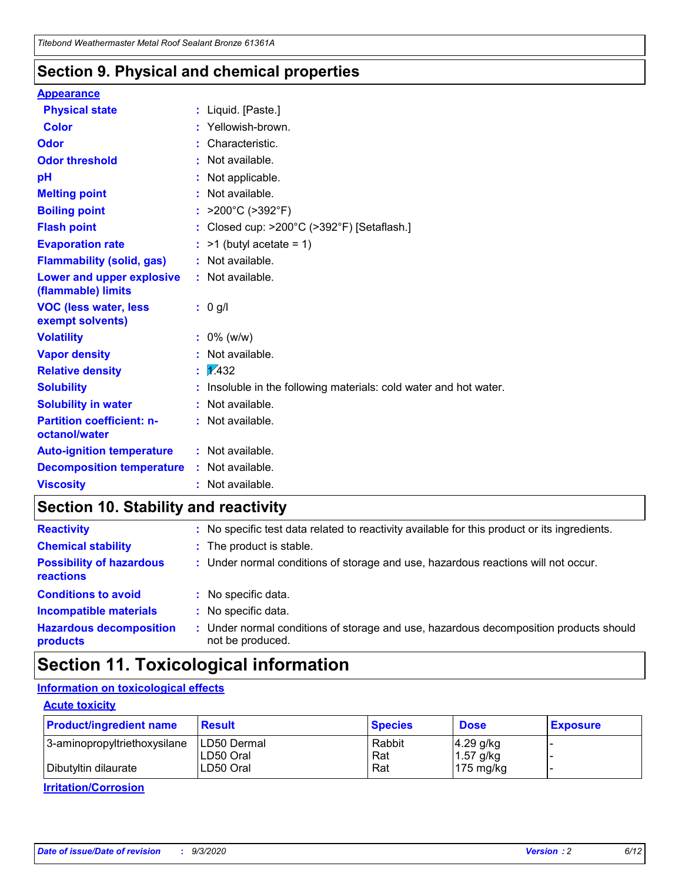## Section 9. Physical and chemical properties

**Appearance**

| | |
|---|---|
| **Physical state** | : Liquid. [Paste.] |
| **Color** | : Yellowish-brown. |
| **Odor** | : Characteristic. |
| **Odor threshold** | : Not available. |
| **pH** | : Not applicable. |
| **Melting point** | : Not available. |
| **Boiling point** | : >200°C (>392°F) |
| **Flash point** | : Closed cup: >200°C (>392°F) [Setaflash.] |
| **Evaporation rate** | : >1 (butyl acetate = 1) |
| **Flammability (solid, gas)** | : Not available. |
| **Lower and upper explosive (flammable) limits** | : Not available. |
| **VOC (less water, less exempt solvents)** | : 0 g/l |
| **Volatility** | : 0% (w/w) |
| **Vapor density** | : Not available. |
| **Relative density** | : 1.432 |
| **Solubility** | : Insoluble in the following materials: cold water and hot water. |
| **Solubility in water** | : Not available. |
| **Partition coefficient: n-octanol/water** | : Not available. |
| **Auto-ignition temperature** | : Not available. |
| **Decomposition temperature** | : Not available. |
| **Viscosity** | : Not available. |

## Section 10. Stability and reactivity

| | |
|---|---|
| **Reactivity** | : No specific test data related to reactivity available for this product or its ingredients. |
| **Chemical stability** | : The product is stable. |
| **Possibility of hazardous reactions** | : Under normal conditions of storage and use, hazardous reactions will not occur. |
| **Conditions to avoid** | : No specific data. |
| **Incompatible materials** | : No specific data. |
| **Hazardous decomposition products** | : Under normal conditions of storage and use, hazardous decomposition products should not be produced. |

## Section 11. Toxicological information

**Information on toxicological effects**

**Acute toxicity**

| Product/ingredient name | Result | Species | Dose | Exposure |
|---|---|---|---|---|
| 3-aminopropyltriethoxysilane | LD50 Dermal | Rabbit | 4.29 g/kg | - |
| | LD50 Oral | Rat | 1.57 g/kg | - |
| Dibutyltin dilaurate | LD50 Oral | Rat | 175 mg/kg | - |

**Irritation/Corrosion**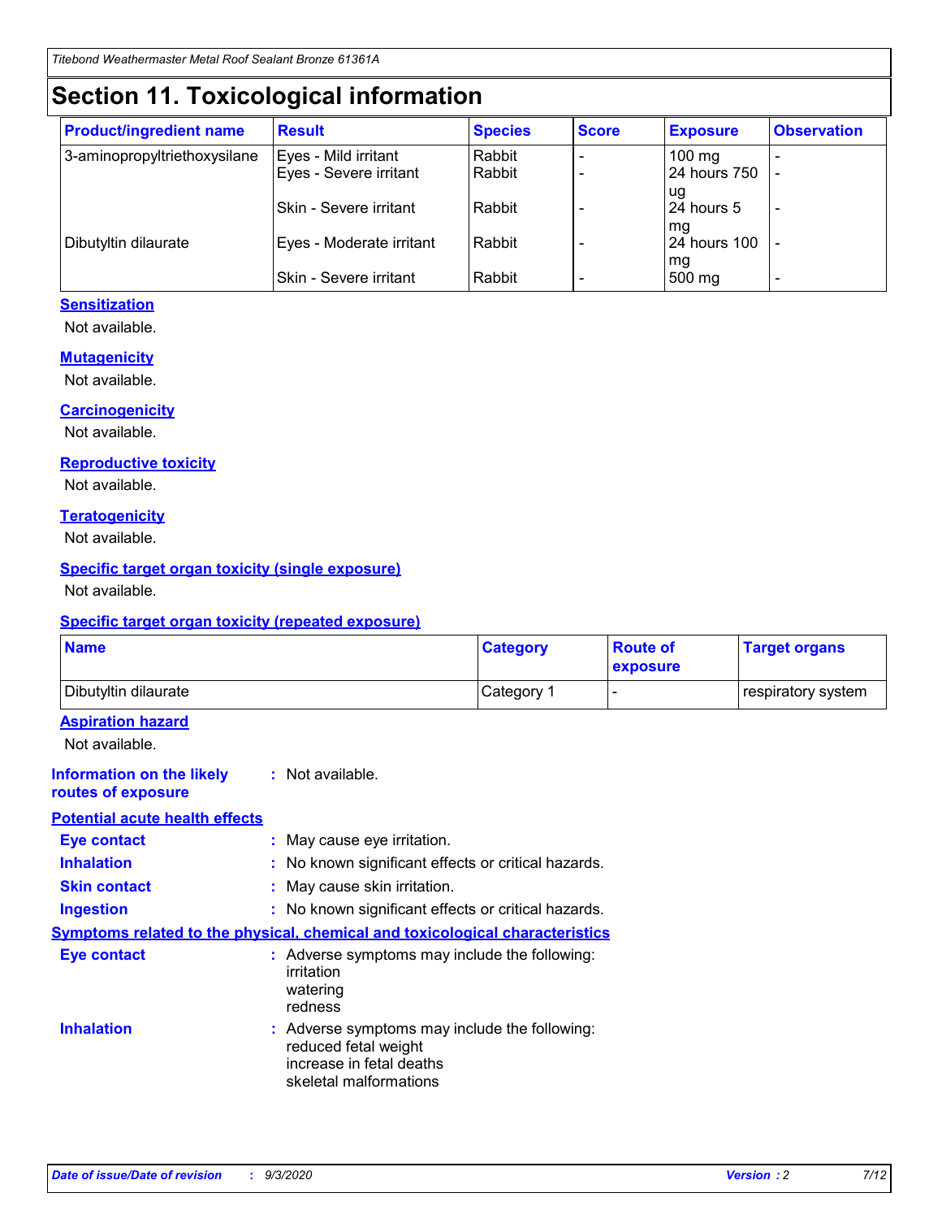# Section 11. Toxicological information

| Product/ingredient name | Result | Species | Score | Exposure | Observation |
|---|---|---|---|---|---|
| 3-aminopropyltriethoxysilane | Eyes - Mild irritant | Rabbit | - | 100 mg | - |
| | Eyes - Severe irritant | Rabbit | - | 24 hours 750 ug | - |
| | Skin - Severe irritant | Rabbit | - | 24 hours 5 mg | - |
| Dibutyltin dilaurate | Eyes - Moderate irritant | Rabbit | - | 24 hours 100 mg | - |
| | Skin - Severe irritant | Rabbit | - | 500 mg | - |

### Sensitization

Not available.

### Mutagenicity

Not available.

### Carcinogenicity

Not available.

### Reproductive toxicity

Not available.

### Teratogenicity

Not available.

### Specific target organ toxicity (single exposure)

Not available.

### Specific target organ toxicity (repeated exposure)

| Name | Category | Route of exposure | Target organs |
|---|---|---|---|
| Dibutyltin dilaurate | Category 1 | - | respiratory system |

### Aspiration hazard

Not available.

**Information on the likely routes of exposure** : Not available.

### Potential acute health effects

**Eye contact** : May cause eye irritation.

**Inhalation** : No known significant effects or critical hazards.

**Skin contact** : May cause skin irritation.

**Ingestion** : No known significant effects or critical hazards.

### Symptoms related to the physical, chemical and toxicological characteristics

**Eye contact** : Adverse symptoms may include the following:
irritation
watering
redness

**Inhalation** : Adverse symptoms may include the following:
reduced fetal weight
increase in fetal deaths
skeletal malformations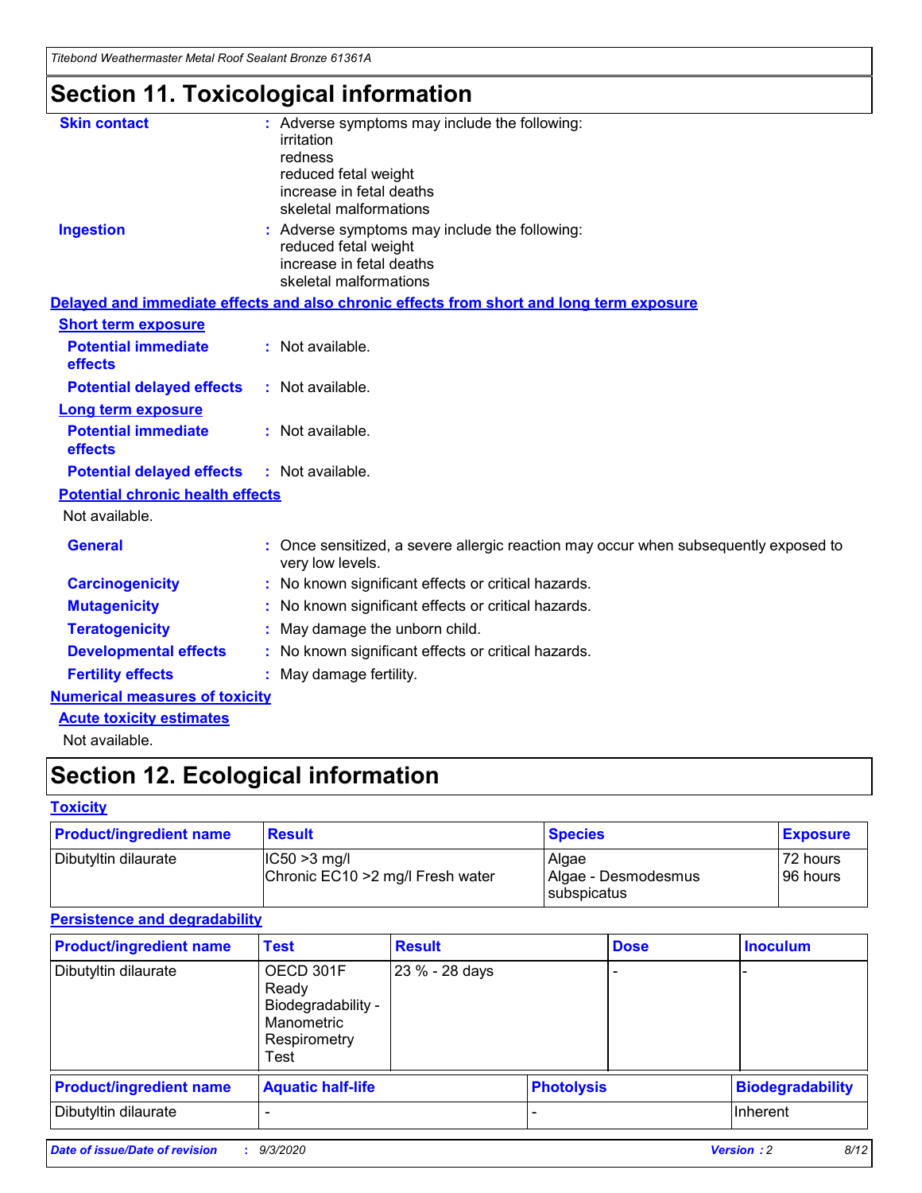# Section 11. Toxicological information

**Skin contact** : Adverse symptoms may include the following:
irritation
redness
reduced fetal weight
increase in fetal deaths
skeletal malformations

**Ingestion** : Adverse symptoms may include the following:
reduced fetal weight
increase in fetal deaths
skeletal malformations

**Delayed and immediate effects and also chronic effects from short and long term exposure**

**Short term exposure**

**Potential immediate effects** : Not available.

**Potential delayed effects** : Not available.

**Long term exposure**

**Potential immediate effects** : Not available.

**Potential delayed effects** : Not available.

**Potential chronic health effects**

Not available.

**General** : Once sensitized, a severe allergic reaction may occur when subsequently exposed to very low levels.

**Carcinogenicity** : No known significant effects or critical hazards.

**Mutagenicity** : No known significant effects or critical hazards.

**Teratogenicity** : May damage the unborn child.

**Developmental effects** : No known significant effects or critical hazards.

**Fertility effects** : May damage fertility.

**Numerical measures of toxicity**

**Acute toxicity estimates**

Not available.

# Section 12. Ecological information

**Toxicity**

| Product/ingredient name | Result | Species | Exposure |
|---|---|---|---|
| Dibutyltin dilaurate | IC50 >3 mg/l<br>Chronic EC10 >2 mg/l Fresh water | Algae<br>Algae - Desmodesmus subspicatus | 72 hours<br>96 hours |

**Persistence and degradability**

| Product/ingredient name | Test | Result | Dose | Inoculum |
|---|---|---|---|---|
| Dibutyltin dilaurate | OECD 301F Ready Biodegradability - Manometric Respirometry Test | 23 % - 28 days | - | - |

| Product/ingredient name | Aquatic half-life | Photolysis | Biodegradability |
|---|---|---|---|
| Dibutyltin dilaurate | - | - | Inherent |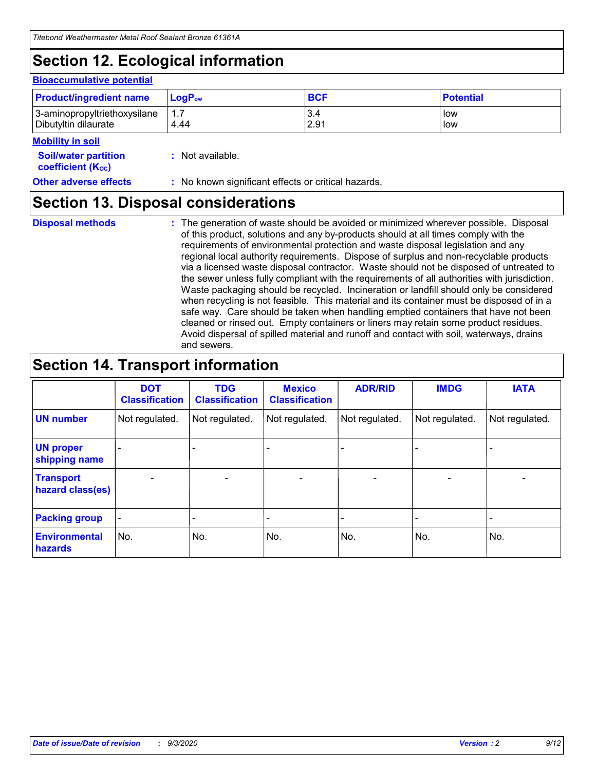# Section 12. Ecological information

### Bioaccumulative potential

| Product/ingredient name | $LogP_{ow}$ | BCF | Potential |
|---|---|---|---|
| 3-aminopropyltriethoxysilane | 1.7 | 3.4 | low |
| Dibutyltin dilaurate | 4.44 | 2.91 | low |

### Mobility in soil

**Soil/water partition coefficient ($K_{OC}$)** : Not available.

**Other adverse effects** : No known significant effects or critical hazards.

# Section 13. Disposal considerations

**Disposal methods** : The generation of waste should be avoided or minimized wherever possible. Disposal of this product, solutions and any by-products should at all times comply with the requirements of environmental protection and waste disposal legislation and any regional local authority requirements. Dispose of surplus and non-recyclable products via a licensed waste disposal contractor. Waste should not be disposed of untreated to the sewer unless fully compliant with the requirements of all authorities with jurisdiction. Waste packaging should be recycled. Incineration or landfill should only be considered when recycling is not feasible. This material and its container must be disposed of in a safe way. Care should be taken when handling emptied containers that have not been cleaned or rinsed out. Empty containers or liners may retain some product residues. Avoid dispersal of spilled material and runoff and contact with soil, waterways, drains and sewers.

# Section 14. Transport information

| | DOT Classification | TDG Classification | Mexico Classification | ADR/RID | IMDG | IATA |
|---|---|---|---|---|---|---|
| UN number | Not regulated. | Not regulated. | Not regulated. | Not regulated. | Not regulated. | Not regulated. |
| UN proper shipping name | - | - | - | - | - | - |
| Transport hazard class(es) | - | - | - | - | - | - |
| Packing group | - | - | - | - | - | - |
| Environmental hazards | No. | No. | No. | No. | No. | No. |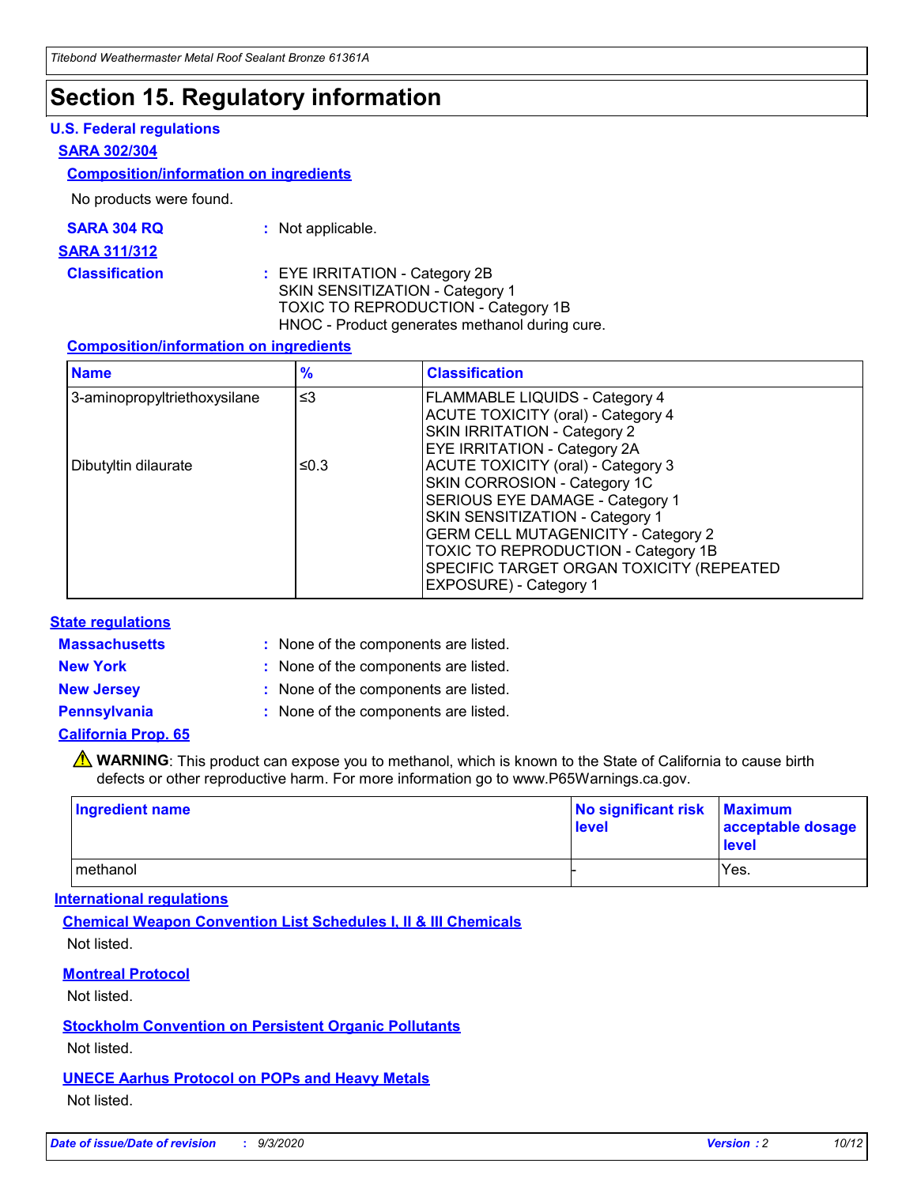# Section 15. Regulatory information

### U.S. Federal regulations

**SARA 302/304**

**Composition/information on ingredients**

No products were found.

**SARA 304 RQ** : Not applicable.

**SARA 311/312**

**Classification** : EYE IRRITATION - Category 2B
SKIN SENSITIZATION - Category 1
TOXIC TO REPRODUCTION - Category 1B
HNOC - Product generates methanol during cure.

**Composition/information on ingredients**

| Name | % | Classification |
|---|---|---|
| 3-aminopropyltriethoxysilane | ≤3 | FLAMMABLE LIQUIDS - Category 4<br>ACUTE TOXICITY (oral) - Category 4<br>SKIN IRRITATION - Category 2<br>EYE IRRITATION - Category 2A |
| Dibutyltin dilaurate | ≤0.3 | ACUTE TOXICITY (oral) - Category 3<br>SKIN CORROSION - Category 1C<br>SERIOUS EYE DAMAGE - Category 1<br>SKIN SENSITIZATION - Category 1<br>GERM CELL MUTAGENICITY - Category 2<br>TOXIC TO REPRODUCTION - Category 1B<br>SPECIFIC TARGET ORGAN TOXICITY (REPEATED EXPOSURE) - Category 1 |

### State regulations

**Massachusetts** : None of the components are listed.

**New York** : None of the components are listed.

**New Jersey** : None of the components are listed.

**Pennsylvania** : None of the components are listed.

**California Prop. 65**

⚠ **WARNING**: This product can expose you to methanol, which is known to the State of California to cause birth defects or other reproductive harm. For more information go to www.P65Warnings.ca.gov.

| Ingredient name | No significant risk level | Maximum acceptable dosage level |
|---|---|---|
| methanol | - | Yes. |

### International regulations

**Chemical Weapon Convention List Schedules I, II & III Chemicals**

Not listed.

**Montreal Protocol**

Not listed.

**Stockholm Convention on Persistent Organic Pollutants**

Not listed.

**UNECE Aarhus Protocol on POPs and Heavy Metals**

Not listed.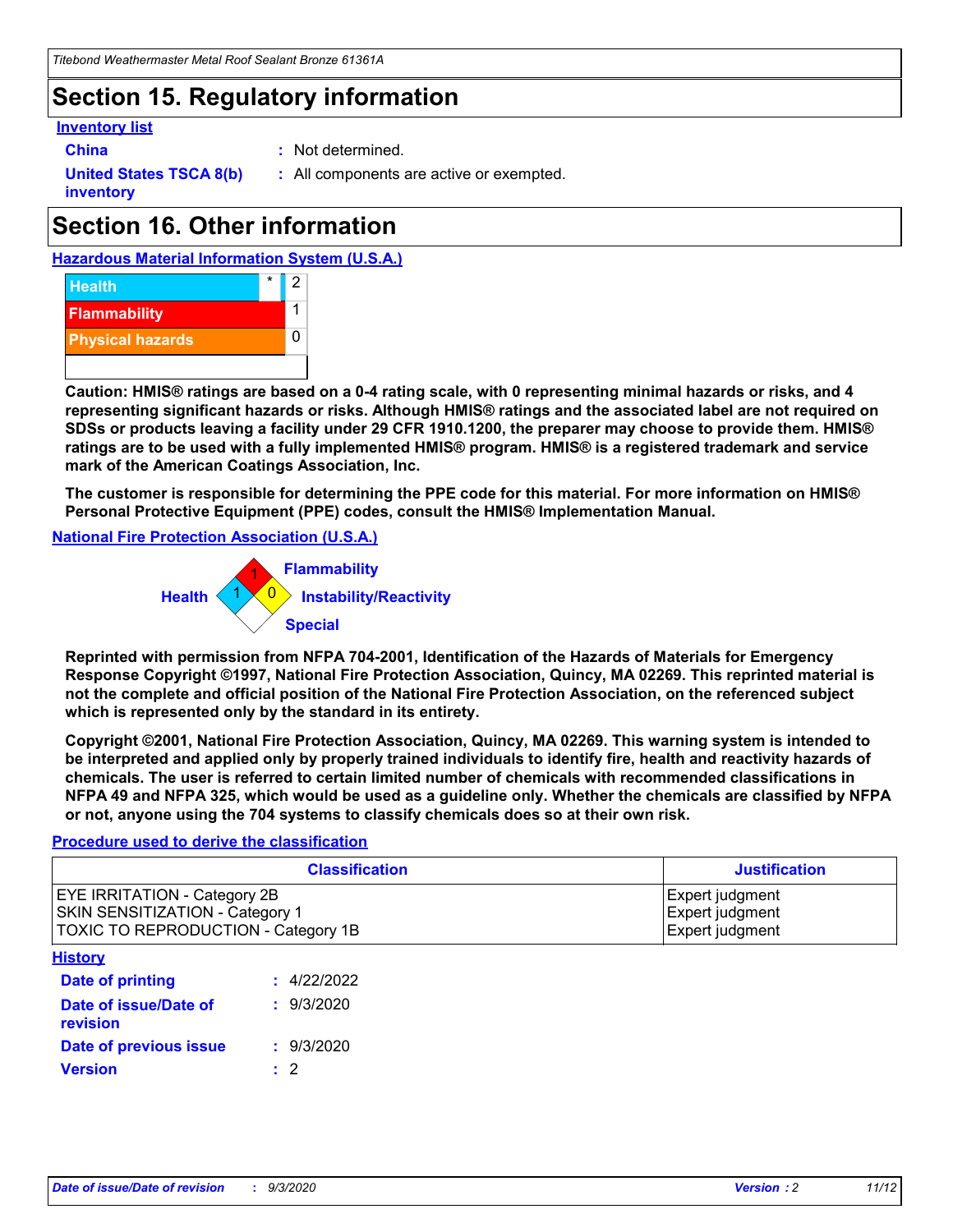## Section 15. Regulatory information

**Inventory list**

**China** : Not determined.

**United States TSCA 8(b) inventory** : All components are active or exempted.

## Section 16. Other information

**Hazardous Material Information System (U.S.A.)**

| | | |
|---|---|---|
| Health | * | 2 |
| Flammability | | 1 |
| Physical hazards | | 0 |

**Caution: HMIS® ratings are based on a 0-4 rating scale, with 0 representing minimal hazards or risks, and 4 representing significant hazards or risks. Although HMIS® ratings and the associated label are not required on SDSs or products leaving a facility under 29 CFR 1910.1200, the preparer may choose to provide them. HMIS® ratings are to be used with a fully implemented HMIS® program. HMIS® is a registered trademark and service mark of the American Coatings Association, Inc.**

**The customer is responsible for determining the PPE code for this material. For more information on HMIS® Personal Protective Equipment (PPE) codes, consult the HMIS® Implementation Manual.**

**National Fire Protection Association (U.S.A.)**

Health: 1
Flammability: 1
Instability/Reactivity: 0
Special:

**Reprinted with permission from NFPA 704-2001, Identification of the Hazards of Materials for Emergency Response Copyright ©1997, National Fire Protection Association, Quincy, MA 02269. This reprinted material is not the complete and official position of the National Fire Protection Association, on the referenced subject which is represented only by the standard in its entirety.**

**Copyright ©2001, National Fire Protection Association, Quincy, MA 02269. This warning system is intended to be interpreted and applied only by properly trained individuals to identify fire, health and reactivity hazards of chemicals. The user is referred to certain limited number of chemicals with recommended classifications in NFPA 49 and NFPA 325, which would be used as a guideline only. Whether the chemicals are classified by NFPA or not, anyone using the 704 systems to classify chemicals does so at their own risk.**

**Procedure used to derive the classification**

| Classification | Justification |
|---|---|
| EYE IRRITATION - Category 2B | Expert judgment |
| SKIN SENSITIZATION - Category 1 | Expert judgment |
| TOXIC TO REPRODUCTION - Category 1B | Expert judgment |

**History**

**Date of printing** : 4/22/2022

**Date of issue/Date of revision** : 9/3/2020

**Date of previous issue** : 9/3/2020

**Version** : 2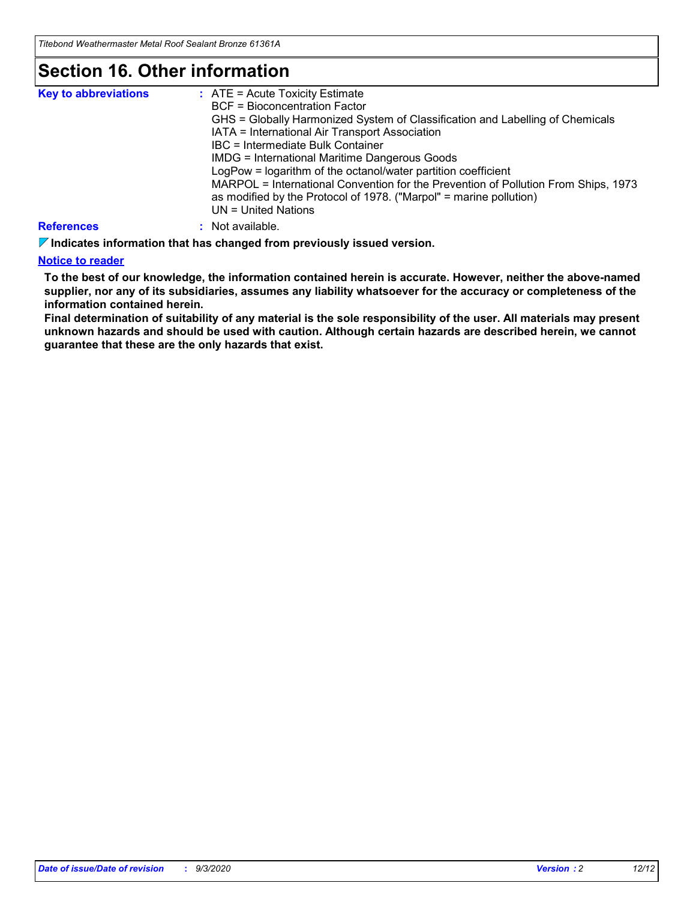# Section 16. Other information

**Key to abbreviations** : ATE = Acute Toxicity Estimate
BCF = Bioconcentration Factor
GHS = Globally Harmonized System of Classification and Labelling of Chemicals
IATA = International Air Transport Association
IBC = Intermediate Bulk Container
IMDG = International Maritime Dangerous Goods
LogPow = logarithm of the octanol/water partition coefficient
MARPOL = International Convention for the Prevention of Pollution From Ships, 1973 as modified by the Protocol of 1978. ("Marpol" = marine pollution)
UN = United Nations

**References** : Not available.

**Indicates information that has changed from previously issued version.**

**Notice to reader**

**To the best of our knowledge, the information contained herein is accurate. However, neither the above-named supplier, nor any of its subsidiaries, assumes any liability whatsoever for the accuracy or completeness of the information contained herein.**

**Final determination of suitability of any material is the sole responsibility of the user. All materials may present unknown hazards and should be used with caution. Although certain hazards are described herein, we cannot guarantee that these are the only hazards that exist.**